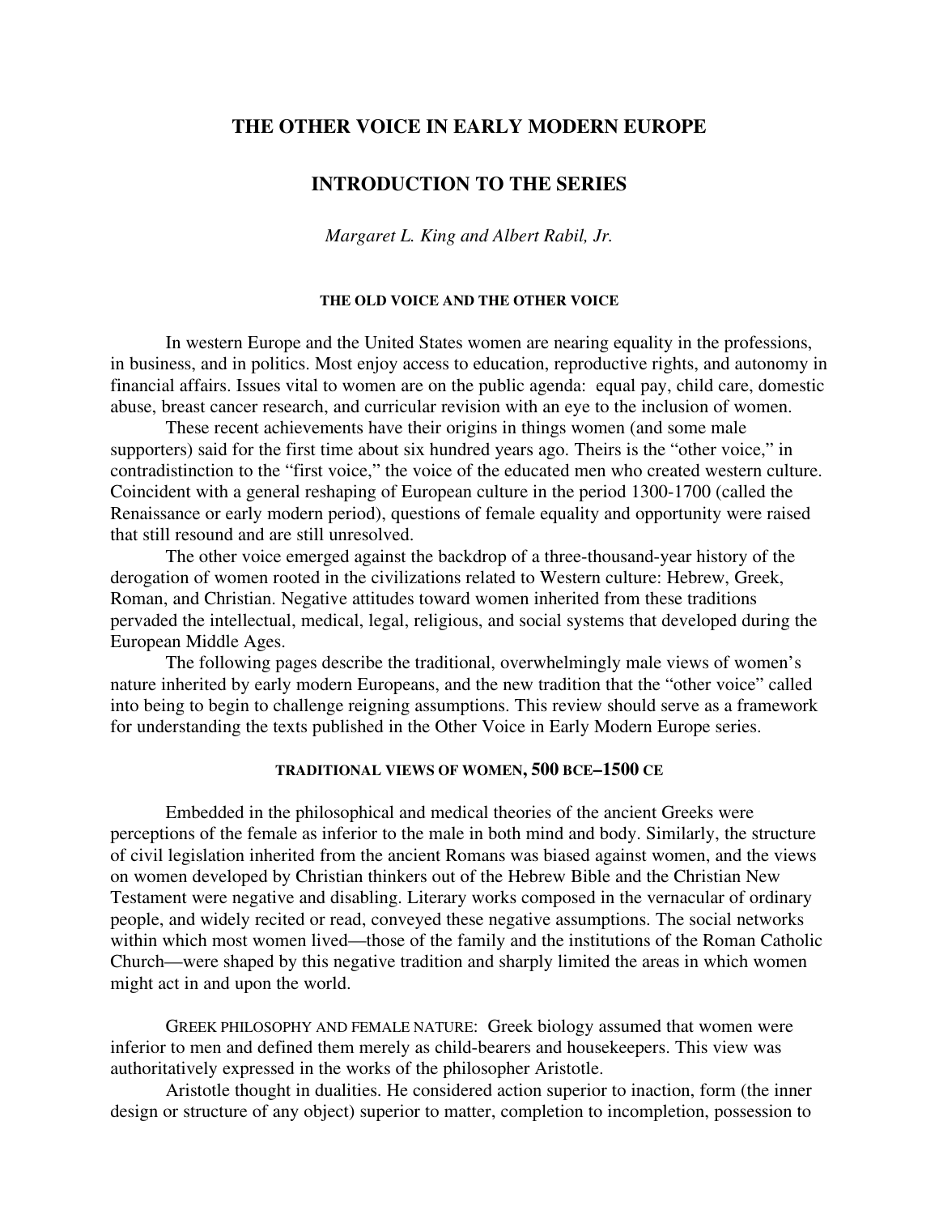# THE OTHER VOICE IN EARLY MODERN EUROPE

## INTRODUCTION TO THE SERIES

*Margaret L. King and Albert Rabil, Jr.*

### THE OLD VOICE AND THE OTHER VOICE

In western Europe and the United States women are nearing equality in the professions, in business, and in politics. Most enjoy access to education, reproductive rights, and autonomy in financial affairs. Issues vital to women are on the public agenda: equal pay, child care, domestic abuse, breast cancer research, and curricular revision with an eye to the inclusion of women.

These recent achievements have their origins in things women (and some male supporters) said for the first time about six hundred years ago. Theirs is the "other voice," in contradistinction to the "first voice," the voice of the educated men who created western culture. Coincident with a general reshaping of European culture in the period 1300-1700 (called the Renaissance or early modern period), questions of female equality and opportunity were raised that still resound and are still unresolved.

The other voice emerged against the backdrop of a three-thousand-year history of the derogation of women rooted in the civilizations related to Western culture: Hebrew, Greek, Roman, and Christian. Negative attitudes toward women inherited from these traditions pervaded the intellectual, medical, legal, religious, and social systems that developed during the European Middle Ages.

The following pages describe the traditional, overwhelmingly male views of women's nature inherited by early modern Europeans, and the new tradition that the "other voice" called into being to begin to challenge reigning assumptions. This review should serve as a framework for understanding the texts published in the Other Voice in Early Modern Europe series.

### TRADITIONAL VIEWS OF WOMEN, 500 BCE–1500 CE

Embedded in the philosophical and medical theories of the ancient Greeks were perceptions of the female as inferior to the male in both mind and body. Similarly, the structure of civil legislation inherited from the ancient Romans was biased against women, and the views on women developed by Christian thinkers out of the Hebrew Bible and the Christian New Testament were negative and disabling. Literary works composed in the vernacular of ordinary people, and widely recited or read, conveyed these negative assumptions. The social networks within which most women lived—those of the family and the institutions of the Roman Catholic Church—were shaped by this negative tradition and sharply limited the areas in which women might act in and upon the world.

GREEK PHILOSOPHY AND FEMALE NATURE: Greek biology assumed that women were inferior to men and defined them merely as child-bearers and housekeepers. This view was authoritatively expressed in the works of the philosopher Aristotle.

Aristotle thought in dualities. He considered action superior to inaction, form (the inner design or structure of any object) superior to matter, completion to incompletion, possession to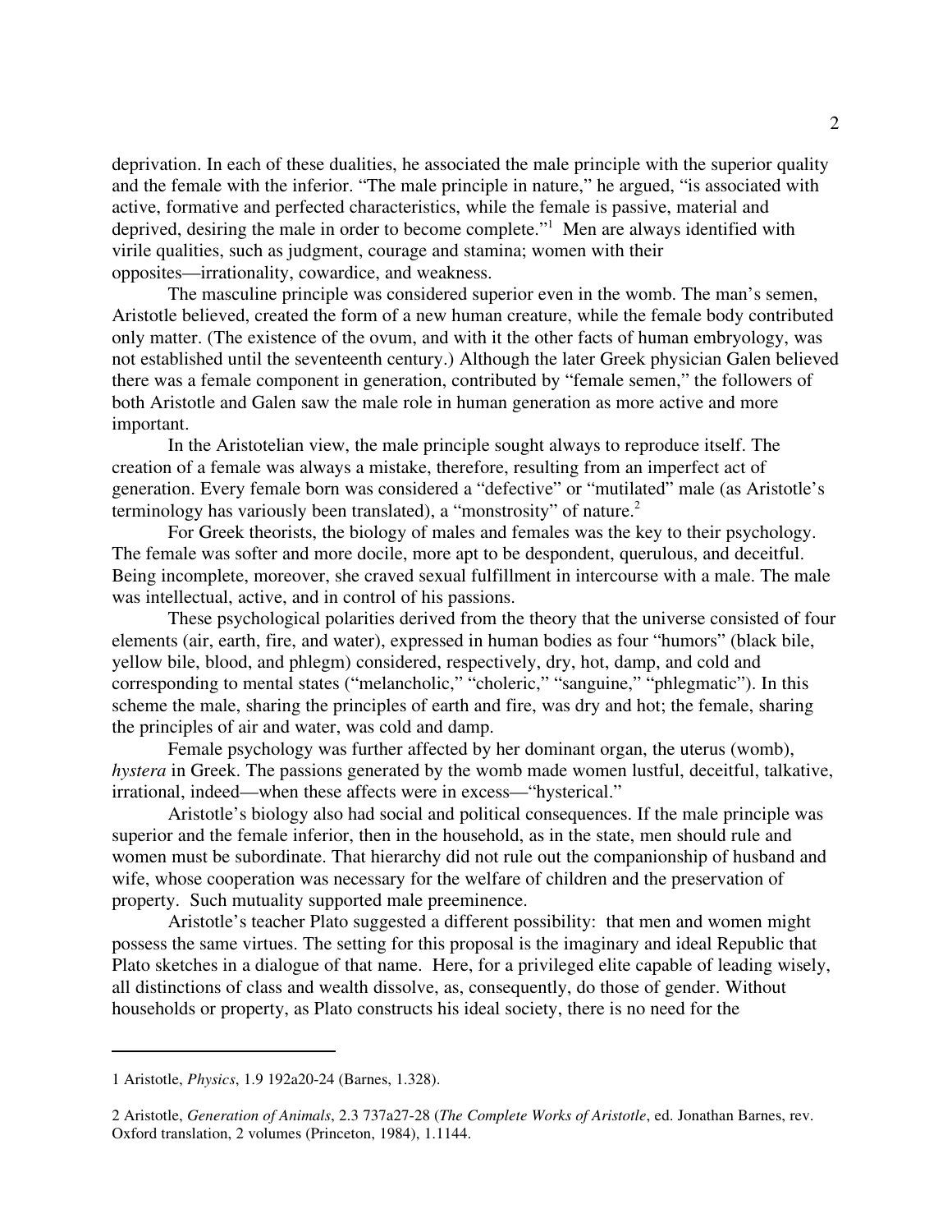deprivation. In each of these dualities, he associated the male principle with the superior quality and the female with the inferior. "The male principle in nature," he argued, "is associated with active, formative and perfected characteristics, while the female is passive, material and deprived, desiring the male in order to become complete."[1] Men are always identified with virile qualities, such as judgment, courage and stamina; women with their opposites—irrationality, cowardice, and weakness.

The masculine principle was considered superior even in the womb. The man's semen, Aristotle believed, created the form of a new human creature, while the female body contributed only matter. (The existence of the ovum, and with it the other facts of human embryology, was not established until the seventeenth century.) Although the later Greek physician Galen believed there was a female component in generation, contributed by "female semen," the followers of both Aristotle and Galen saw the male role in human generation as more active and more important.

In the Aristotelian view, the male principle sought always to reproduce itself. The creation of a female was always a mistake, therefore, resulting from an imperfect act of generation. Every female born was considered a "defective" or "mutilated" male (as Aristotle's terminology has variously been translated), a "monstrosity" of nature.[2]

For Greek theorists, the biology of males and females was the key to their psychology. The female was softer and more docile, more apt to be despondent, querulous, and deceitful. Being incomplete, moreover, she craved sexual fulfillment in intercourse with a male. The male was intellectual, active, and in control of his passions.

These psychological polarities derived from the theory that the universe consisted of four elements (air, earth, fire, and water), expressed in human bodies as four "humors" (black bile, yellow bile, blood, and phlegm) considered, respectively, dry, hot, damp, and cold and corresponding to mental states ("melancholic," "choleric," "sanguine," "phlegmatic"). In this scheme the male, sharing the principles of earth and fire, was dry and hot; the female, sharing the principles of air and water, was cold and damp.

Female psychology was further affected by her dominant organ, the uterus (womb), *hystera* in Greek. The passions generated by the womb made women lustful, deceitful, talkative, irrational, indeed—when these affects were in excess—"hysterical."

Aristotle's biology also had social and political consequences. If the male principle was superior and the female inferior, then in the household, as in the state, men should rule and women must be subordinate. That hierarchy did not rule out the companionship of husband and wife, whose cooperation was necessary for the welfare of children and the preservation of property. Such mutuality supported male preeminence.

Aristotle's teacher Plato suggested a different possibility: that men and women might possess the same virtues. The setting for this proposal is the imaginary and ideal Republic that Plato sketches in a dialogue of that name. Here, for a privileged elite capable of leading wisely, all distinctions of class and wealth dissolve, as, consequently, do those of gender. Without households or property, as Plato constructs his ideal society, there is no need for the

---

1 Aristotle, *Physics*, 1.9 192a20-24 (Barnes, 1.328).

2 Aristotle, *Generation of Animals*, 2.3 737a27-28 (*The Complete Works of Aristotle*, ed. Jonathan Barnes, rev. Oxford translation, 2 volumes (Princeton, 1984), 1.1144.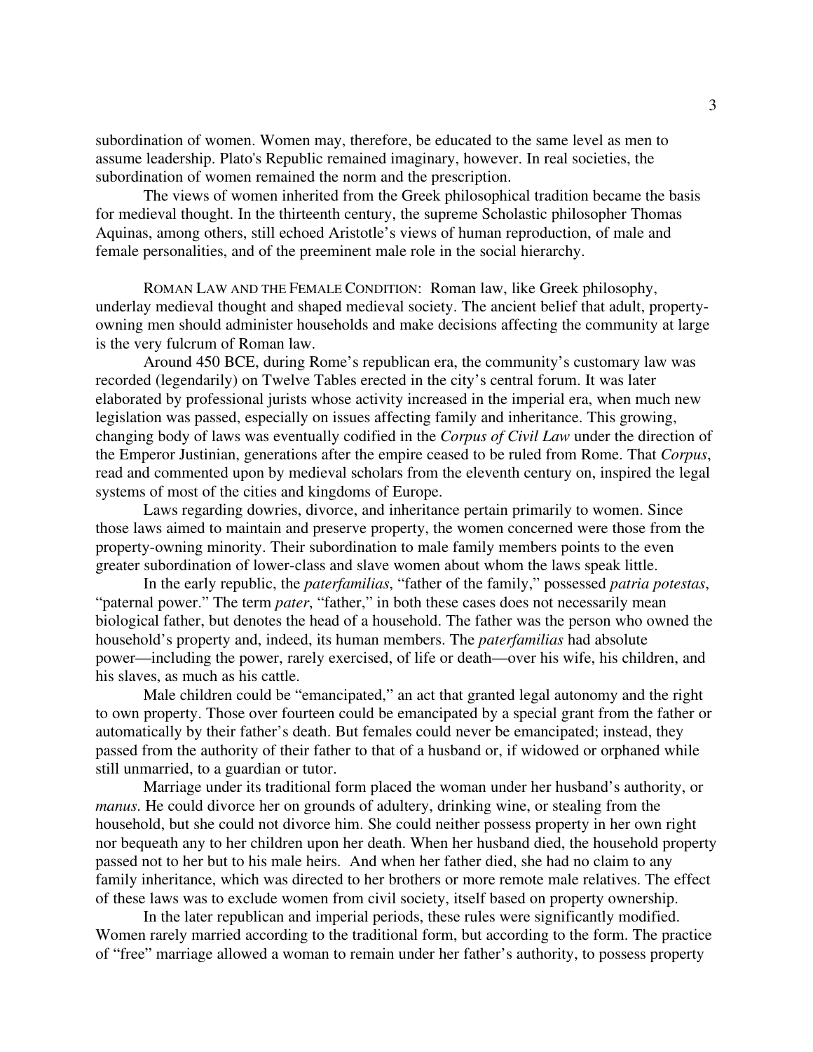subordination of women. Women may, therefore, be educated to the same level as men to assume leadership. Plato's Republic remained imaginary, however. In real societies, the subordination of women remained the norm and the prescription.

The views of women inherited from the Greek philosophical tradition became the basis for medieval thought. In the thirteenth century, the supreme Scholastic philosopher Thomas Aquinas, among others, still echoed Aristotle's views of human reproduction, of male and female personalities, and of the preeminent male role in the social hierarchy.

ROMAN LAW AND THE FEMALE CONDITION: Roman law, like Greek philosophy, underlay medieval thought and shaped medieval society. The ancient belief that adult, property-owning men should administer households and make decisions affecting the community at large is the very fulcrum of Roman law.

Around 450 BCE, during Rome's republican era, the community's customary law was recorded (legendarily) on Twelve Tables erected in the city's central forum. It was later elaborated by professional jurists whose activity increased in the imperial era, when much new legislation was passed, especially on issues affecting family and inheritance. This growing, changing body of laws was eventually codified in the *Corpus of Civil Law* under the direction of the Emperor Justinian, generations after the empire ceased to be ruled from Rome. That *Corpus*, read and commented upon by medieval scholars from the eleventh century on, inspired the legal systems of most of the cities and kingdoms of Europe.

Laws regarding dowries, divorce, and inheritance pertain primarily to women. Since those laws aimed to maintain and preserve property, the women concerned were those from the property-owning minority. Their subordination to male family members points to the even greater subordination of lower-class and slave women about whom the laws speak little.

In the early republic, the *paterfamilias*, "father of the family," possessed *patria potestas*, "paternal power." The term *pater*, "father," in both these cases does not necessarily mean biological father, but denotes the head of a household. The father was the person who owned the household's property and, indeed, its human members. The *paterfamilias* had absolute power—including the power, rarely exercised, of life or death—over his wife, his children, and his slaves, as much as his cattle.

Male children could be "emancipated," an act that granted legal autonomy and the right to own property. Those over fourteen could be emancipated by a special grant from the father or automatically by their father's death. But females could never be emancipated; instead, they passed from the authority of their father to that of a husband or, if widowed or orphaned while still unmarried, to a guardian or tutor.

Marriage under its traditional form placed the woman under her husband's authority, or *manus*. He could divorce her on grounds of adultery, drinking wine, or stealing from the household, but she could not divorce him. She could neither possess property in her own right nor bequeath any to her children upon her death. When her husband died, the household property passed not to her but to his male heirs. And when her father died, she had no claim to any family inheritance, which was directed to her brothers or more remote male relatives. The effect of these laws was to exclude women from civil society, itself based on property ownership.

In the later republican and imperial periods, these rules were significantly modified. Women rarely married according to the traditional form, but according to the form. The practice of "free" marriage allowed a woman to remain under her father's authority, to possess property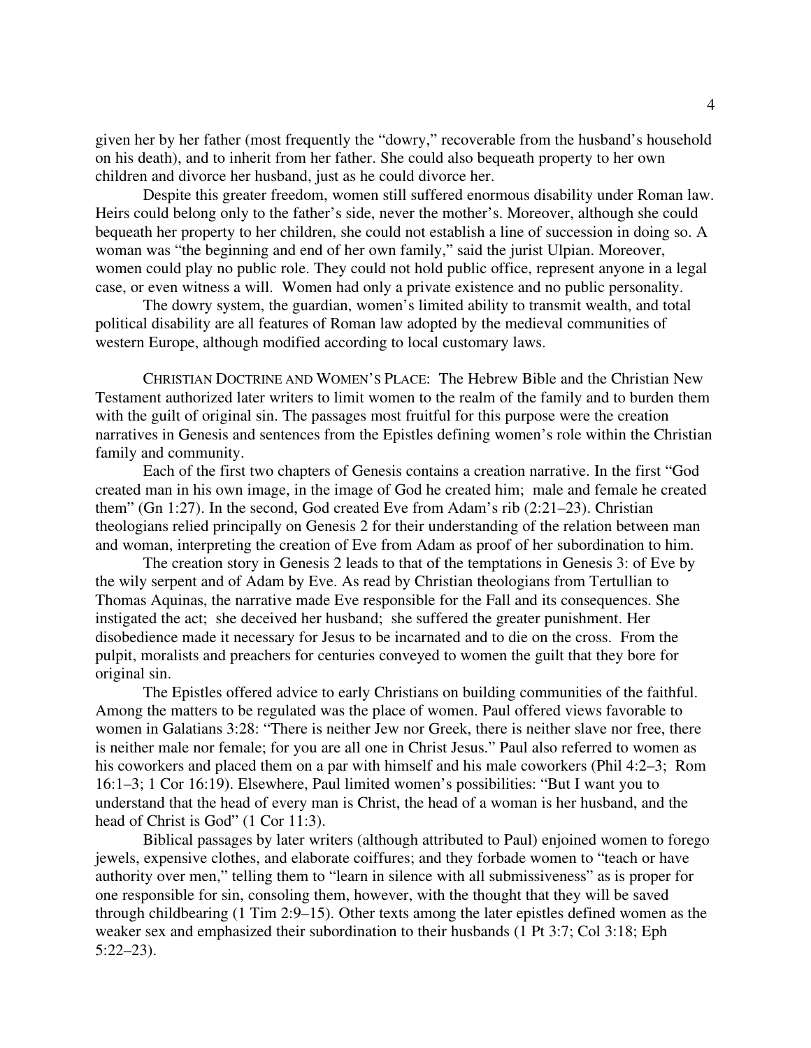given her by her father (most frequently the "dowry," recoverable from the husband's household on his death), and to inherit from her father. She could also bequeath property to her own children and divorce her husband, just as he could divorce her.

Despite this greater freedom, women still suffered enormous disability under Roman law. Heirs could belong only to the father's side, never the mother's. Moreover, although she could bequeath her property to her children, she could not establish a line of succession in doing so. A woman was "the beginning and end of her own family," said the jurist Ulpian. Moreover, women could play no public role. They could not hold public office, represent anyone in a legal case, or even witness a will. Women had only a private existence and no public personality.

The dowry system, the guardian, women's limited ability to transmit wealth, and total political disability are all features of Roman law adopted by the medieval communities of western Europe, although modified according to local customary laws.

CHRISTIAN DOCTRINE AND WOMEN'S PLACE: The Hebrew Bible and the Christian New Testament authorized later writers to limit women to the realm of the family and to burden them with the guilt of original sin. The passages most fruitful for this purpose were the creation narratives in Genesis and sentences from the Epistles defining women's role within the Christian family and community.

Each of the first two chapters of Genesis contains a creation narrative. In the first "God created man in his own image, in the image of God he created him; male and female he created them" (Gn 1:27). In the second, God created Eve from Adam's rib (2:21–23). Christian theologians relied principally on Genesis 2 for their understanding of the relation between man and woman, interpreting the creation of Eve from Adam as proof of her subordination to him.

The creation story in Genesis 2 leads to that of the temptations in Genesis 3: of Eve by the wily serpent and of Adam by Eve. As read by Christian theologians from Tertullian to Thomas Aquinas, the narrative made Eve responsible for the Fall and its consequences. She instigated the act; she deceived her husband; she suffered the greater punishment. Her disobedience made it necessary for Jesus to be incarnated and to die on the cross. From the pulpit, moralists and preachers for centuries conveyed to women the guilt that they bore for original sin.

The Epistles offered advice to early Christians on building communities of the faithful. Among the matters to be regulated was the place of women. Paul offered views favorable to women in Galatians 3:28: "There is neither Jew nor Greek, there is neither slave nor free, there is neither male nor female; for you are all one in Christ Jesus." Paul also referred to women as his coworkers and placed them on a par with himself and his male coworkers (Phil 4:2–3; Rom 16:1–3; 1 Cor 16:19). Elsewhere, Paul limited women's possibilities: "But I want you to understand that the head of every man is Christ, the head of a woman is her husband, and the head of Christ is God" (1 Cor 11:3).

Biblical passages by later writers (although attributed to Paul) enjoined women to forego jewels, expensive clothes, and elaborate coiffures; and they forbade women to "teach or have authority over men," telling them to "learn in silence with all submissiveness" as is proper for one responsible for sin, consoling them, however, with the thought that they will be saved through childbearing (1 Tim 2:9–15). Other texts among the later epistles defined women as the weaker sex and emphasized their subordination to their husbands (1 Pt 3:7; Col 3:18; Eph 5:22–23).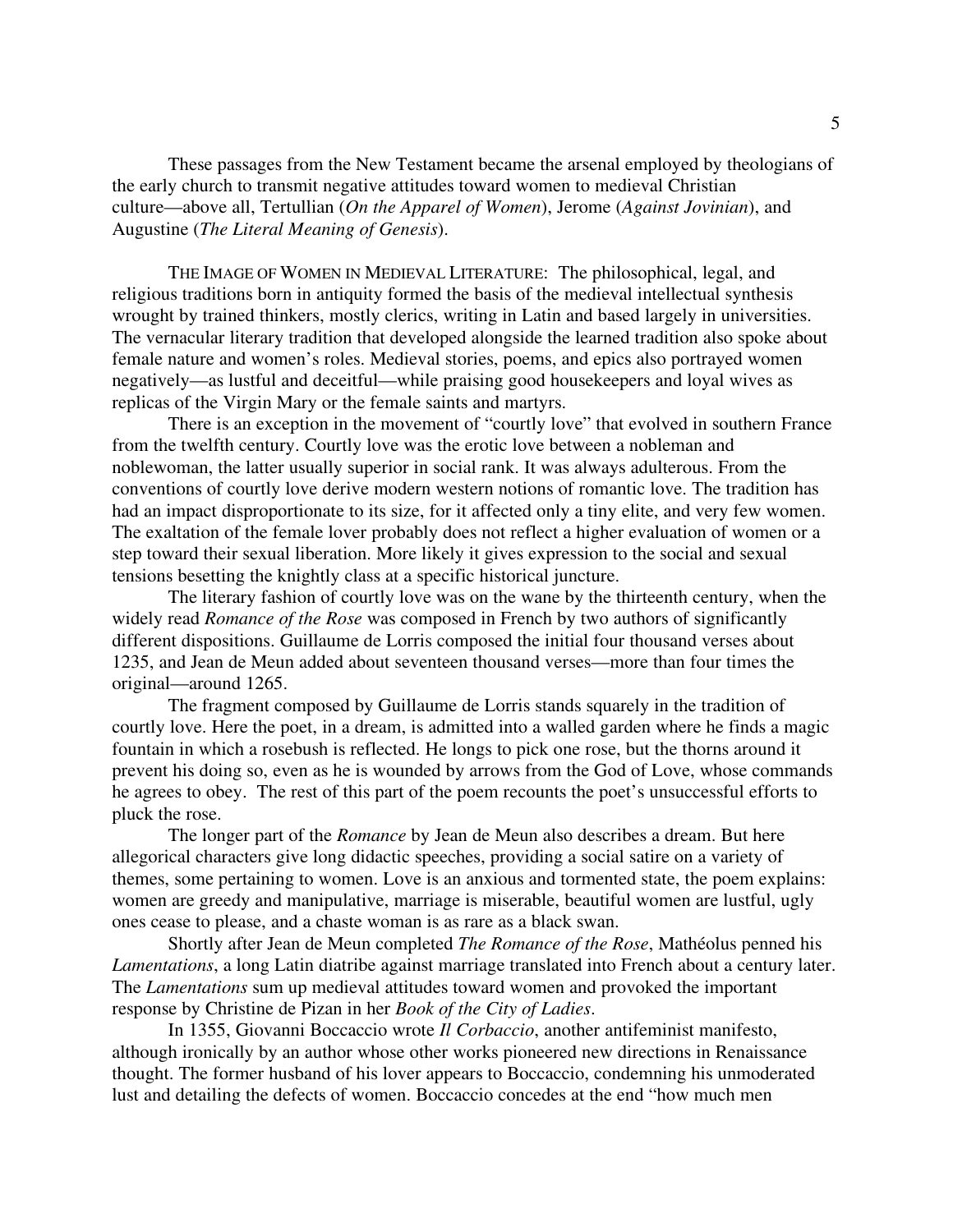These passages from the New Testament became the arsenal employed by theologians of the early church to transmit negative attitudes toward women to medieval Christian culture—above all, Tertullian (*On the Apparel of Women*), Jerome (*Against Jovinian*), and Augustine (*The Literal Meaning of Genesis*).

THE IMAGE OF WOMEN IN MEDIEVAL LITERATURE: The philosophical, legal, and religious traditions born in antiquity formed the basis of the medieval intellectual synthesis wrought by trained thinkers, mostly clerics, writing in Latin and based largely in universities. The vernacular literary tradition that developed alongside the learned tradition also spoke about female nature and women's roles. Medieval stories, poems, and epics also portrayed women negatively—as lustful and deceitful—while praising good housekeepers and loyal wives as replicas of the Virgin Mary or the female saints and martyrs.

There is an exception in the movement of "courtly love" that evolved in southern France from the twelfth century. Courtly love was the erotic love between a nobleman and noblewoman, the latter usually superior in social rank. It was always adulterous. From the conventions of courtly love derive modern western notions of romantic love. The tradition has had an impact disproportionate to its size, for it affected only a tiny elite, and very few women. The exaltation of the female lover probably does not reflect a higher evaluation of women or a step toward their sexual liberation. More likely it gives expression to the social and sexual tensions besetting the knightly class at a specific historical juncture.

The literary fashion of courtly love was on the wane by the thirteenth century, when the widely read *Romance of the Rose* was composed in French by two authors of significantly different dispositions. Guillaume de Lorris composed the initial four thousand verses about 1235, and Jean de Meun added about seventeen thousand verses—more than four times the original—around 1265.

The fragment composed by Guillaume de Lorris stands squarely in the tradition of courtly love. Here the poet, in a dream, is admitted into a walled garden where he finds a magic fountain in which a rosebush is reflected. He longs to pick one rose, but the thorns around it prevent his doing so, even as he is wounded by arrows from the God of Love, whose commands he agrees to obey. The rest of this part of the poem recounts the poet's unsuccessful efforts to pluck the rose.

The longer part of the *Romance* by Jean de Meun also describes a dream. But here allegorical characters give long didactic speeches, providing a social satire on a variety of themes, some pertaining to women. Love is an anxious and tormented state, the poem explains: women are greedy and manipulative, marriage is miserable, beautiful women are lustful, ugly ones cease to please, and a chaste woman is as rare as a black swan.

Shortly after Jean de Meun completed *The Romance of the Rose*, Mathéolus penned his *Lamentations*, a long Latin diatribe against marriage translated into French about a century later. The *Lamentations* sum up medieval attitudes toward women and provoked the important response by Christine de Pizan in her *Book of the City of Ladies*.

In 1355, Giovanni Boccaccio wrote *Il Corbaccio*, another antifeminist manifesto, although ironically by an author whose other works pioneered new directions in Renaissance thought. The former husband of his lover appears to Boccaccio, condemning his unmoderated lust and detailing the defects of women. Boccaccio concedes at the end "how much men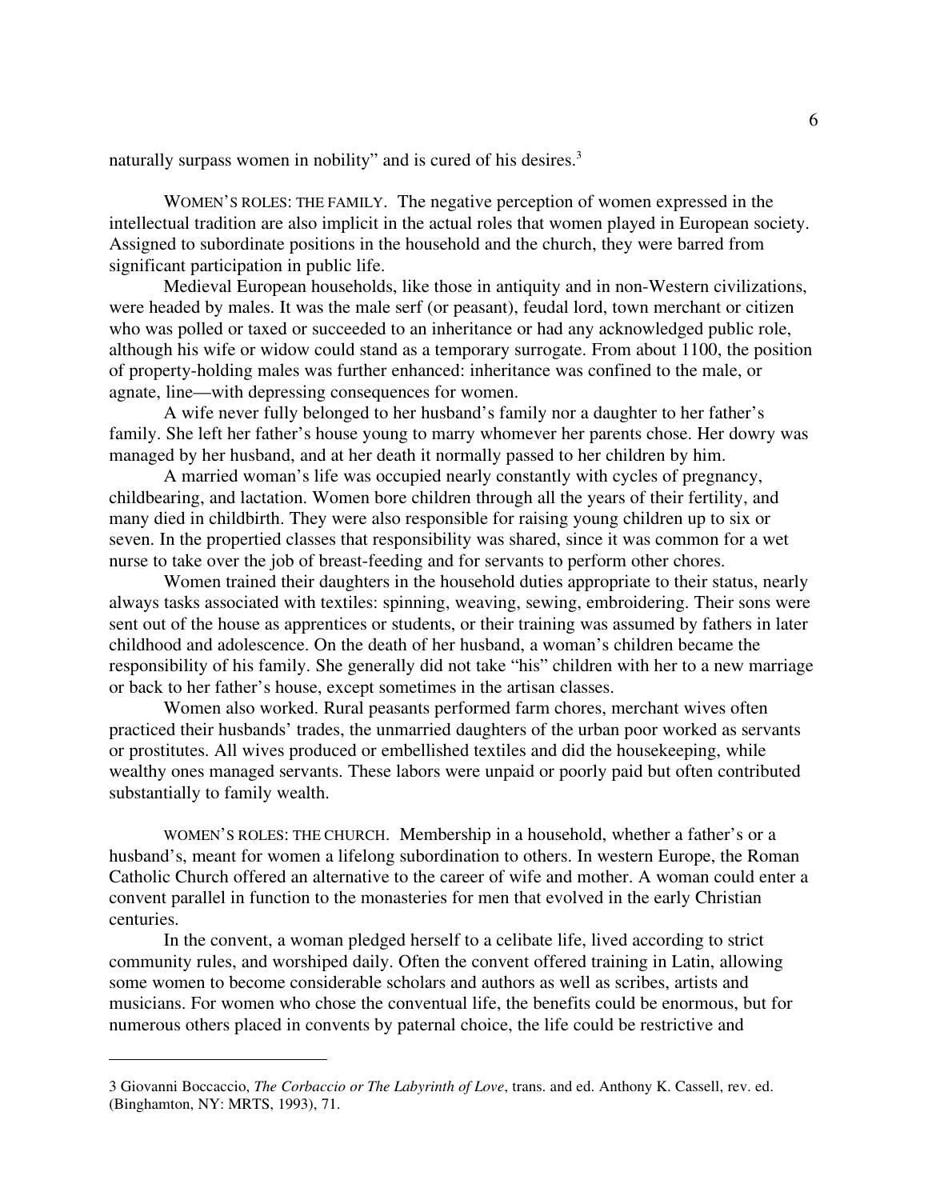naturally surpass women in nobility" and is cured of his desires.[3]

WOMEN'S ROLES: THE FAMILY. The negative perception of women expressed in the intellectual tradition are also implicit in the actual roles that women played in European society. Assigned to subordinate positions in the household and the church, they were barred from significant participation in public life.

Medieval European households, like those in antiquity and in non-Western civilizations, were headed by males. It was the male serf (or peasant), feudal lord, town merchant or citizen who was polled or taxed or succeeded to an inheritance or had any acknowledged public role, although his wife or widow could stand as a temporary surrogate. From about 1100, the position of property-holding males was further enhanced: inheritance was confined to the male, or agnate, line—with depressing consequences for women.

A wife never fully belonged to her husband's family nor a daughter to her father's family. She left her father's house young to marry whomever her parents chose. Her dowry was managed by her husband, and at her death it normally passed to her children by him.

A married woman's life was occupied nearly constantly with cycles of pregnancy, childbearing, and lactation. Women bore children through all the years of their fertility, and many died in childbirth. They were also responsible for raising young children up to six or seven. In the propertied classes that responsibility was shared, since it was common for a wet nurse to take over the job of breast-feeding and for servants to perform other chores.

Women trained their daughters in the household duties appropriate to their status, nearly always tasks associated with textiles: spinning, weaving, sewing, embroidering. Their sons were sent out of the house as apprentices or students, or their training was assumed by fathers in later childhood and adolescence. On the death of her husband, a woman's children became the responsibility of his family. She generally did not take "his" children with her to a new marriage or back to her father's house, except sometimes in the artisan classes.

Women also worked. Rural peasants performed farm chores, merchant wives often practiced their husbands' trades, the unmarried daughters of the urban poor worked as servants or prostitutes. All wives produced or embellished textiles and did the housekeeping, while wealthy ones managed servants. These labors were unpaid or poorly paid but often contributed substantially to family wealth.

WOMEN'S ROLES: THE CHURCH. Membership in a household, whether a father's or a husband's, meant for women a lifelong subordination to others. In western Europe, the Roman Catholic Church offered an alternative to the career of wife and mother. A woman could enter a convent parallel in function to the monasteries for men that evolved in the early Christian centuries.

In the convent, a woman pledged herself to a celibate life, lived according to strict community rules, and worshiped daily. Often the convent offered training in Latin, allowing some women to become considerable scholars and authors as well as scribes, artists and musicians. For women who chose the conventual life, the benefits could be enormous, but for numerous others placed in convents by paternal choice, the life could be restrictive and

---

3 Giovanni Boccaccio, *The Corbaccio or The Labyrinth of Love*, trans. and ed. Anthony K. Cassell, rev. ed. (Binghamton, NY: MRTS, 1993), 71.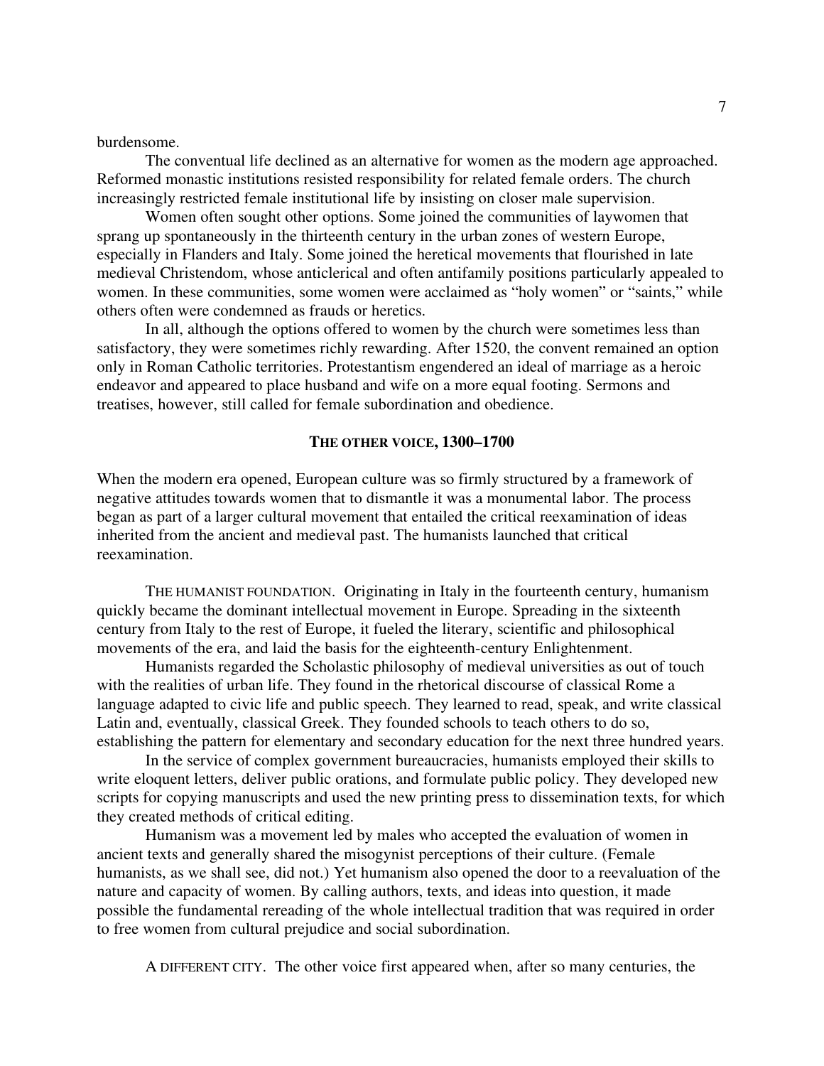burdensome.

The conventual life declined as an alternative for women as the modern age approached. Reformed monastic institutions resisted responsibility for related female orders. The church increasingly restricted female institutional life by insisting on closer male supervision.

Women often sought other options. Some joined the communities of laywomen that sprang up spontaneously in the thirteenth century in the urban zones of western Europe, especially in Flanders and Italy. Some joined the heretical movements that flourished in late medieval Christendom, whose anticlerical and often antifamily positions particularly appealed to women. In these communities, some women were acclaimed as "holy women" or "saints," while others often were condemned as frauds or heretics.

In all, although the options offered to women by the church were sometimes less than satisfactory, they were sometimes richly rewarding. After 1520, the convent remained an option only in Roman Catholic territories. Protestantism engendered an ideal of marriage as a heroic endeavor and appeared to place husband and wife on a more equal footing. Sermons and treatises, however, still called for female subordination and obedience.

## THE OTHER VOICE, 1300–1700

When the modern era opened, European culture was so firmly structured by a framework of negative attitudes towards women that to dismantle it was a monumental labor. The process began as part of a larger cultural movement that entailed the critical reexamination of ideas inherited from the ancient and medieval past. The humanists launched that critical reexamination.

THE HUMANIST FOUNDATION. Originating in Italy in the fourteenth century, humanism quickly became the dominant intellectual movement in Europe. Spreading in the sixteenth century from Italy to the rest of Europe, it fueled the literary, scientific and philosophical movements of the era, and laid the basis for the eighteenth-century Enlightenment.

Humanists regarded the Scholastic philosophy of medieval universities as out of touch with the realities of urban life. They found in the rhetorical discourse of classical Rome a language adapted to civic life and public speech. They learned to read, speak, and write classical Latin and, eventually, classical Greek. They founded schools to teach others to do so, establishing the pattern for elementary and secondary education for the next three hundred years.

In the service of complex government bureaucracies, humanists employed their skills to write eloquent letters, deliver public orations, and formulate public policy. They developed new scripts for copying manuscripts and used the new printing press to dissemination texts, for which they created methods of critical editing.

Humanism was a movement led by males who accepted the evaluation of women in ancient texts and generally shared the misogynist perceptions of their culture. (Female humanists, as we shall see, did not.) Yet humanism also opened the door to a reevaluation of the nature and capacity of women. By calling authors, texts, and ideas into question, it made possible the fundamental rereading of the whole intellectual tradition that was required in order to free women from cultural prejudice and social subordination.

A DIFFERENT CITY. The other voice first appeared when, after so many centuries, the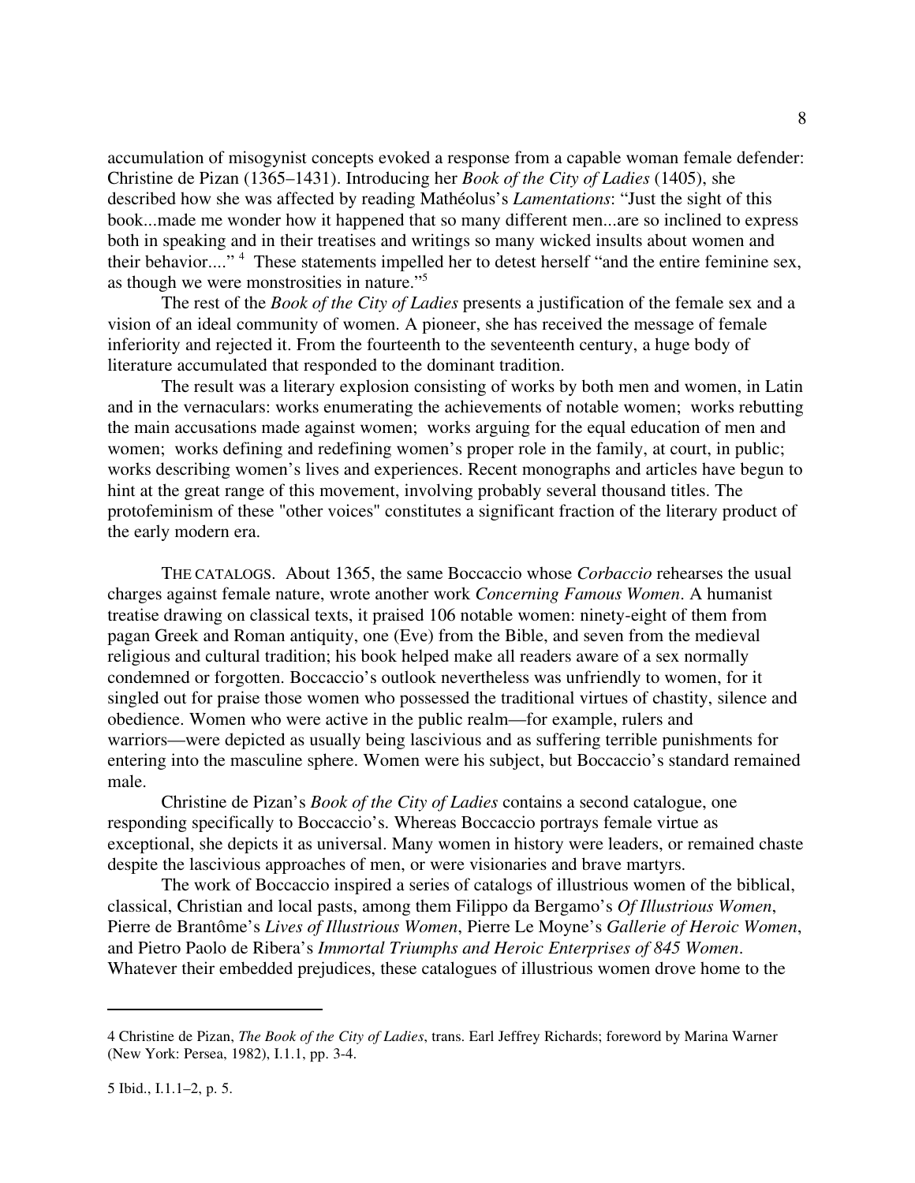accumulation of misogynist concepts evoked a response from a capable woman female defender: Christine de Pizan (1365–1431). Introducing her *Book of the City of Ladies* (1405), she described how she was affected by reading Mathéolus's *Lamentations*: "Just the sight of this book...made me wonder how it happened that so many different men...are so inclined to express both in speaking and in their treatises and writings so many wicked insults about women and their behavior...." [4] These statements impelled her to detest herself "and the entire feminine sex, as though we were monstrosities in nature."[5]

The rest of the *Book of the City of Ladies* presents a justification of the female sex and a vision of an ideal community of women. A pioneer, she has received the message of female inferiority and rejected it. From the fourteenth to the seventeenth century, a huge body of literature accumulated that responded to the dominant tradition.

The result was a literary explosion consisting of works by both men and women, in Latin and in the vernaculars: works enumerating the achievements of notable women; works rebutting the main accusations made against women; works arguing for the equal education of men and women; works defining and redefining women's proper role in the family, at court, in public; works describing women's lives and experiences. Recent monographs and articles have begun to hint at the great range of this movement, involving probably several thousand titles. The protofeminism of these "other voices" constitutes a significant fraction of the literary product of the early modern era.

THE CATALOGS. About 1365, the same Boccaccio whose *Corbaccio* rehearses the usual charges against female nature, wrote another work *Concerning Famous Women*. A humanist treatise drawing on classical texts, it praised 106 notable women: ninety-eight of them from pagan Greek and Roman antiquity, one (Eve) from the Bible, and seven from the medieval religious and cultural tradition; his book helped make all readers aware of a sex normally condemned or forgotten. Boccaccio's outlook nevertheless was unfriendly to women, for it singled out for praise those women who possessed the traditional virtues of chastity, silence and obedience. Women who were active in the public realm—for example, rulers and warriors—were depicted as usually being lascivious and as suffering terrible punishments for entering into the masculine sphere. Women were his subject, but Boccaccio's standard remained male.

Christine de Pizan's *Book of the City of Ladies* contains a second catalogue, one responding specifically to Boccaccio's. Whereas Boccaccio portrays female virtue as exceptional, she depicts it as universal. Many women in history were leaders, or remained chaste despite the lascivious approaches of men, or were visionaries and brave martyrs.

The work of Boccaccio inspired a series of catalogs of illustrious women of the biblical, classical, Christian and local pasts, among them Filippo da Bergamo's *Of Illustrious Women*, Pierre de Brantôme's *Lives of Illustrious Women*, Pierre Le Moyne's *Gallerie of Heroic Women*, and Pietro Paolo de Ribera's *Immortal Triumphs and Heroic Enterprises of 845 Women*. Whatever their embedded prejudices, these catalogues of illustrious women drove home to the

---

4 Christine de Pizan, *The Book of the City of Ladies*, trans. Earl Jeffrey Richards; foreword by Marina Warner (New York: Persea, 1982), I.1.1, pp. 3-4.

5 Ibid., I.1.1–2, p. 5.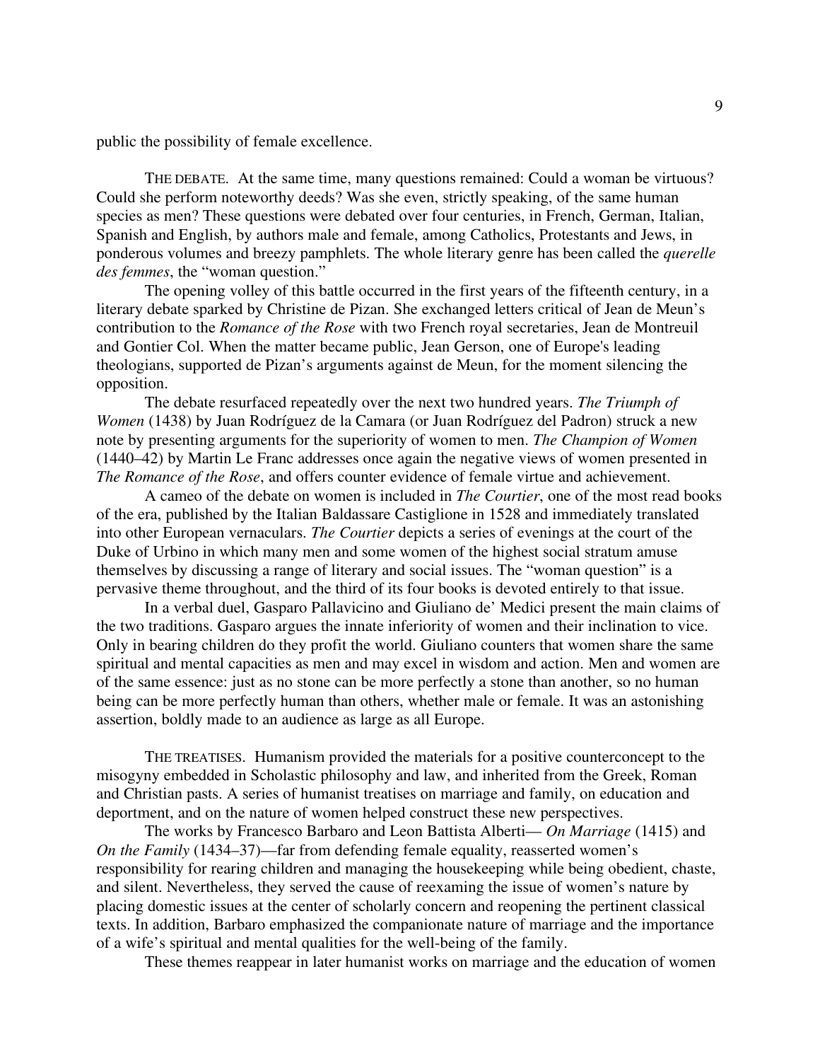public the possibility of female excellence.

THE DEBATE. At the same time, many questions remained: Could a woman be virtuous? Could she perform noteworthy deeds? Was she even, strictly speaking, of the same human species as men? These questions were debated over four centuries, in French, German, Italian, Spanish and English, by authors male and female, among Catholics, Protestants and Jews, in ponderous volumes and breezy pamphlets. The whole literary genre has been called the *querelle des femmes*, the "woman question."

The opening volley of this battle occurred in the first years of the fifteenth century, in a literary debate sparked by Christine de Pizan. She exchanged letters critical of Jean de Meun's contribution to the *Romance of the Rose* with two French royal secretaries, Jean de Montreuil and Gontier Col. When the matter became public, Jean Gerson, one of Europe's leading theologians, supported de Pizan's arguments against de Meun, for the moment silencing the opposition.

The debate resurfaced repeatedly over the next two hundred years. *The Triumph of Women* (1438) by Juan Rodríguez de la Camara (or Juan Rodríguez del Padron) struck a new note by presenting arguments for the superiority of women to men. *The Champion of Women* (1440–42) by Martin Le Franc addresses once again the negative views of women presented in *The Romance of the Rose*, and offers counter evidence of female virtue and achievement.

A cameo of the debate on women is included in *The Courtier*, one of the most read books of the era, published by the Italian Baldassare Castiglione in 1528 and immediately translated into other European vernaculars. *The Courtier* depicts a series of evenings at the court of the Duke of Urbino in which many men and some women of the highest social stratum amuse themselves by discussing a range of literary and social issues. The "woman question" is a pervasive theme throughout, and the third of its four books is devoted entirely to that issue.

In a verbal duel, Gasparo Pallavicino and Giuliano de' Medici present the main claims of the two traditions. Gasparo argues the innate inferiority of women and their inclination to vice. Only in bearing children do they profit the world. Giuliano counters that women share the same spiritual and mental capacities as men and may excel in wisdom and action. Men and women are of the same essence: just as no stone can be more perfectly a stone than another, so no human being can be more perfectly human than others, whether male or female. It was an astonishing assertion, boldly made to an audience as large as all Europe.

THE TREATISES. Humanism provided the materials for a positive counterconcept to the misogyny embedded in Scholastic philosophy and law, and inherited from the Greek, Roman and Christian pasts. A series of humanist treatises on marriage and family, on education and deportment, and on the nature of women helped construct these new perspectives.

The works by Francesco Barbaro and Leon Battista Alberti— *On Marriage* (1415) and *On the Family* (1434–37)—far from defending female equality, reasserted women's responsibility for rearing children and managing the housekeeping while being obedient, chaste, and silent. Nevertheless, they served the cause of reexaming the issue of women's nature by placing domestic issues at the center of scholarly concern and reopening the pertinent classical texts. In addition, Barbaro emphasized the companionate nature of marriage and the importance of a wife's spiritual and mental qualities for the well-being of the family.

These themes reappear in later humanist works on marriage and the education of women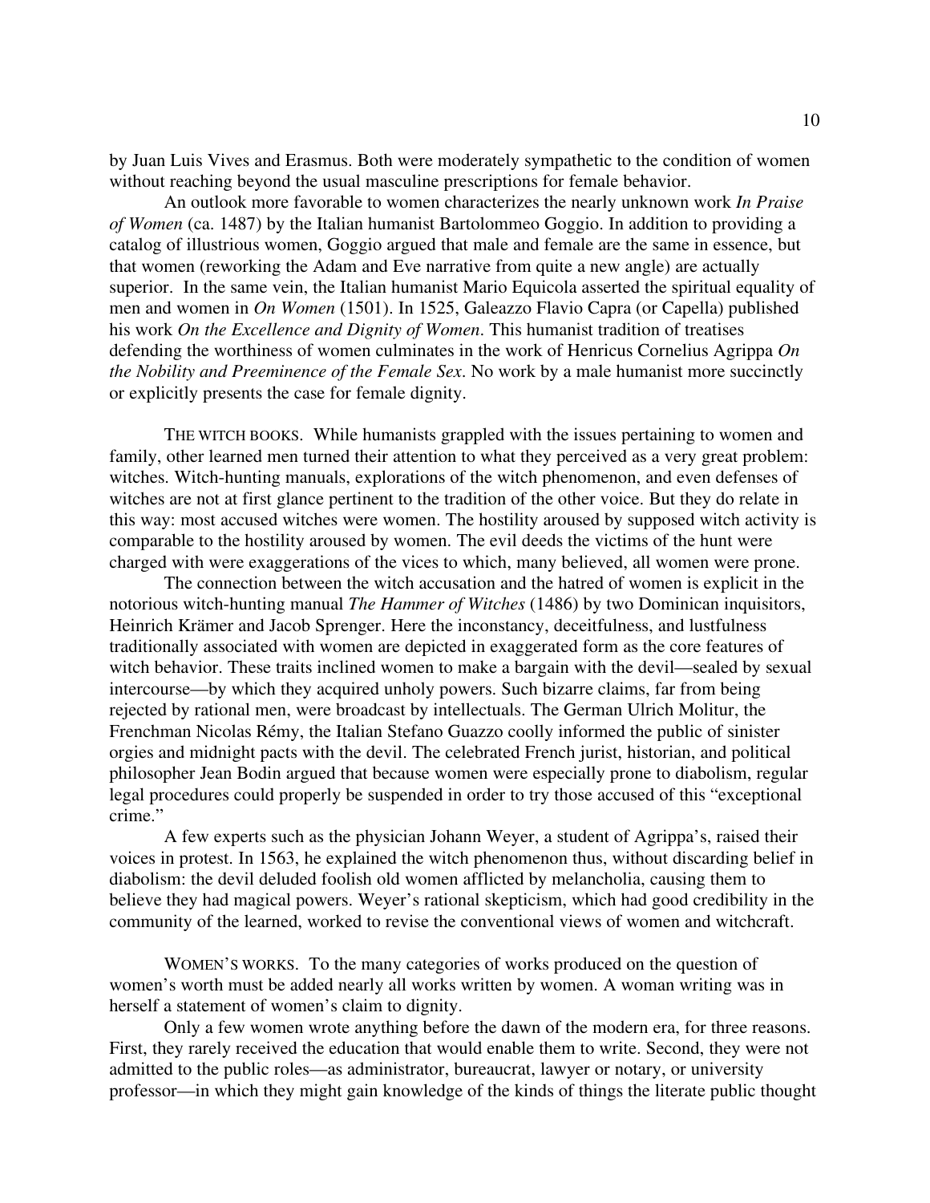by Juan Luis Vives and Erasmus. Both were moderately sympathetic to the condition of women without reaching beyond the usual masculine prescriptions for female behavior.

An outlook more favorable to women characterizes the nearly unknown work *In Praise of Women* (ca. 1487) by the Italian humanist Bartolommeo Goggio. In addition to providing a catalog of illustrious women, Goggio argued that male and female are the same in essence, but that women (reworking the Adam and Eve narrative from quite a new angle) are actually superior. In the same vein, the Italian humanist Mario Equicola asserted the spiritual equality of men and women in *On Women* (1501). In 1525, Galeazzo Flavio Capra (or Capella) published his work *On the Excellence and Dignity of Women*. This humanist tradition of treatises defending the worthiness of women culminates in the work of Henricus Cornelius Agrippa *On the Nobility and Preeminence of the Female Sex*. No work by a male humanist more succinctly or explicitly presents the case for female dignity.

THE WITCH BOOKS. While humanists grappled with the issues pertaining to women and family, other learned men turned their attention to what they perceived as a very great problem: witches. Witch-hunting manuals, explorations of the witch phenomenon, and even defenses of witches are not at first glance pertinent to the tradition of the other voice. But they do relate in this way: most accused witches were women. The hostility aroused by supposed witch activity is comparable to the hostility aroused by women. The evil deeds the victims of the hunt were charged with were exaggerations of the vices to which, many believed, all women were prone.

The connection between the witch accusation and the hatred of women is explicit in the notorious witch-hunting manual *The Hammer of Witches* (1486) by two Dominican inquisitors, Heinrich Krämer and Jacob Sprenger. Here the inconstancy, deceitfulness, and lustfulness traditionally associated with women are depicted in exaggerated form as the core features of witch behavior. These traits inclined women to make a bargain with the devil—sealed by sexual intercourse—by which they acquired unholy powers. Such bizarre claims, far from being rejected by rational men, were broadcast by intellectuals. The German Ulrich Molitur, the Frenchman Nicolas Rémy, the Italian Stefano Guazzo coolly informed the public of sinister orgies and midnight pacts with the devil. The celebrated French jurist, historian, and political philosopher Jean Bodin argued that because women were especially prone to diabolism, regular legal procedures could properly be suspended in order to try those accused of this "exceptional crime."

A few experts such as the physician Johann Weyer, a student of Agrippa's, raised their voices in protest. In 1563, he explained the witch phenomenon thus, without discarding belief in diabolism: the devil deluded foolish old women afflicted by melancholia, causing them to believe they had magical powers. Weyer's rational skepticism, which had good credibility in the community of the learned, worked to revise the conventional views of women and witchcraft.

WOMEN'S WORKS. To the many categories of works produced on the question of women's worth must be added nearly all works written by women. A woman writing was in herself a statement of women's claim to dignity.

Only a few women wrote anything before the dawn of the modern era, for three reasons. First, they rarely received the education that would enable them to write. Second, they were not admitted to the public roles—as administrator, bureaucrat, lawyer or notary, or university professor—in which they might gain knowledge of the kinds of things the literate public thought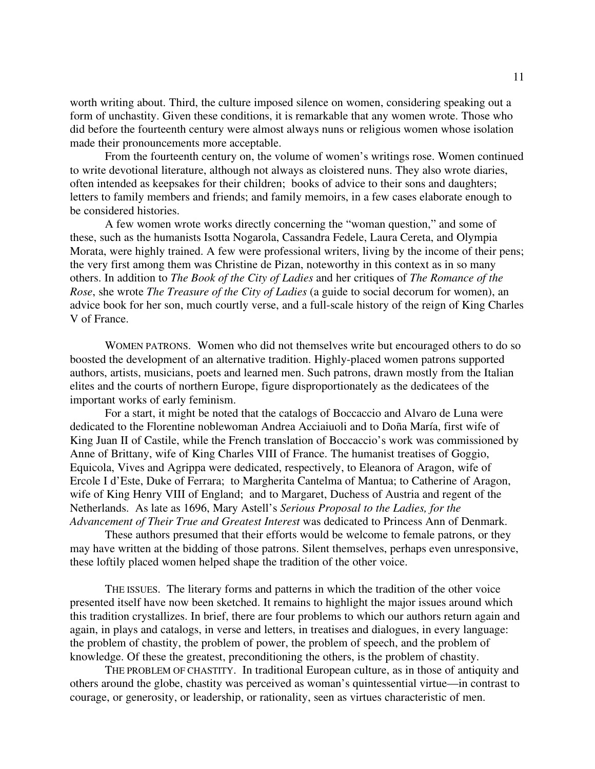worth writing about. Third, the culture imposed silence on women, considering speaking out a form of unchastity. Given these conditions, it is remarkable that any women wrote. Those who did before the fourteenth century were almost always nuns or religious women whose isolation made their pronouncements more acceptable.

From the fourteenth century on, the volume of women's writings rose. Women continued to write devotional literature, although not always as cloistered nuns. They also wrote diaries, often intended as keepsakes for their children; books of advice to their sons and daughters; letters to family members and friends; and family memoirs, in a few cases elaborate enough to be considered histories.

A few women wrote works directly concerning the "woman question," and some of these, such as the humanists Isotta Nogarola, Cassandra Fedele, Laura Cereta, and Olympia Morata, were highly trained. A few were professional writers, living by the income of their pens; the very first among them was Christine de Pizan, noteworthy in this context as in so many others. In addition to *The Book of the City of Ladies* and her critiques of *The Romance of the Rose*, she wrote *The Treasure of the City of Ladies* (a guide to social decorum for women), an advice book for her son, much courtly verse, and a full-scale history of the reign of King Charles V of France.

WOMEN PATRONS. Women who did not themselves write but encouraged others to do so boosted the development of an alternative tradition. Highly-placed women patrons supported authors, artists, musicians, poets and learned men. Such patrons, drawn mostly from the Italian elites and the courts of northern Europe, figure disproportionately as the dedicatees of the important works of early feminism.

For a start, it might be noted that the catalogs of Boccaccio and Alvaro de Luna were dedicated to the Florentine noblewoman Andrea Acciaiuoli and to Doña María, first wife of King Juan II of Castile, while the French translation of Boccaccio's work was commissioned by Anne of Brittany, wife of King Charles VIII of France. The humanist treatises of Goggio, Equicola, Vives and Agrippa were dedicated, respectively, to Eleanora of Aragon, wife of Ercole I d'Este, Duke of Ferrara; to Margherita Cantelma of Mantua; to Catherine of Aragon, wife of King Henry VIII of England; and to Margaret, Duchess of Austria and regent of the Netherlands. As late as 1696, Mary Astell's *Serious Proposal to the Ladies, for the Advancement of Their True and Greatest Interest* was dedicated to Princess Ann of Denmark.

These authors presumed that their efforts would be welcome to female patrons, or they may have written at the bidding of those patrons. Silent themselves, perhaps even unresponsive, these loftily placed women helped shape the tradition of the other voice.

THE ISSUES. The literary forms and patterns in which the tradition of the other voice presented itself have now been sketched. It remains to highlight the major issues around which this tradition crystallizes. In brief, there are four problems to which our authors return again and again, in plays and catalogs, in verse and letters, in treatises and dialogues, in every language: the problem of chastity, the problem of power, the problem of speech, and the problem of knowledge. Of these the greatest, preconditioning the others, is the problem of chastity.

THE PROBLEM OF CHASTITY. In traditional European culture, as in those of antiquity and others around the globe, chastity was perceived as woman's quintessential virtue—in contrast to courage, or generosity, or leadership, or rationality, seen as virtues characteristic of men.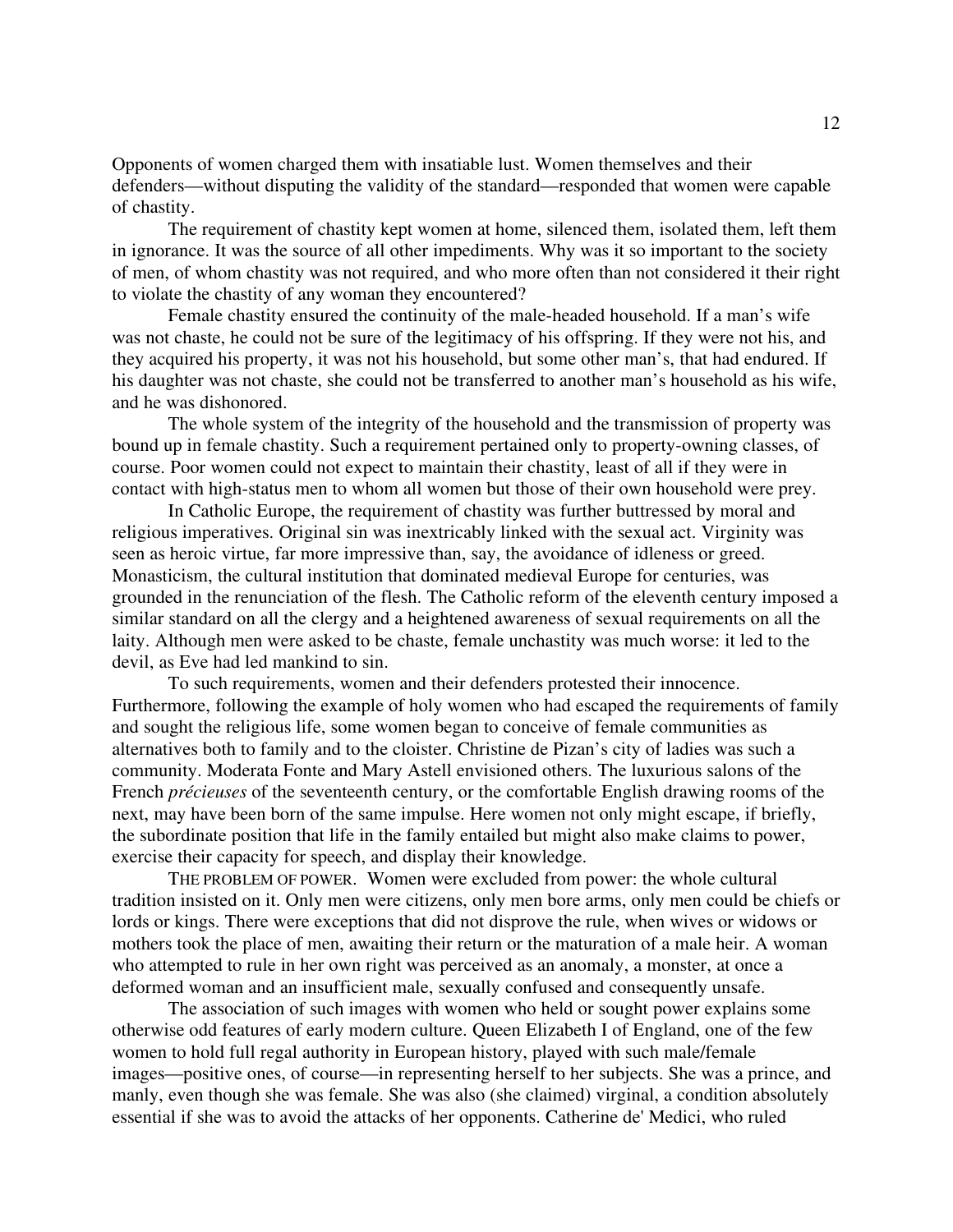Opponents of women charged them with insatiable lust. Women themselves and their defenders—without disputing the validity of the standard—responded that women were capable of chastity.

The requirement of chastity kept women at home, silenced them, isolated them, left them in ignorance. It was the source of all other impediments. Why was it so important to the society of men, of whom chastity was not required, and who more often than not considered it their right to violate the chastity of any woman they encountered?

Female chastity ensured the continuity of the male-headed household. If a man's wife was not chaste, he could not be sure of the legitimacy of his offspring. If they were not his, and they acquired his property, it was not his household, but some other man's, that had endured. If his daughter was not chaste, she could not be transferred to another man's household as his wife, and he was dishonored.

The whole system of the integrity of the household and the transmission of property was bound up in female chastity. Such a requirement pertained only to property-owning classes, of course. Poor women could not expect to maintain their chastity, least of all if they were in contact with high-status men to whom all women but those of their own household were prey.

In Catholic Europe, the requirement of chastity was further buttressed by moral and religious imperatives. Original sin was inextricably linked with the sexual act. Virginity was seen as heroic virtue, far more impressive than, say, the avoidance of idleness or greed. Monasticism, the cultural institution that dominated medieval Europe for centuries, was grounded in the renunciation of the flesh. The Catholic reform of the eleventh century imposed a similar standard on all the clergy and a heightened awareness of sexual requirements on all the laity. Although men were asked to be chaste, female unchastity was much worse: it led to the devil, as Eve had led mankind to sin.

To such requirements, women and their defenders protested their innocence. Furthermore, following the example of holy women who had escaped the requirements of family and sought the religious life, some women began to conceive of female communities as alternatives both to family and to the cloister. Christine de Pizan's city of ladies was such a community. Moderata Fonte and Mary Astell envisioned others. The luxurious salons of the French *précieuses* of the seventeenth century, or the comfortable English drawing rooms of the next, may have been born of the same impulse. Here women not only might escape, if briefly, the subordinate position that life in the family entailed but might also make claims to power, exercise their capacity for speech, and display their knowledge.

THE PROBLEM OF POWER. Women were excluded from power: the whole cultural tradition insisted on it. Only men were citizens, only men bore arms, only men could be chiefs or lords or kings. There were exceptions that did not disprove the rule, when wives or widows or mothers took the place of men, awaiting their return or the maturation of a male heir. A woman who attempted to rule in her own right was perceived as an anomaly, a monster, at once a deformed woman and an insufficient male, sexually confused and consequently unsafe.

The association of such images with women who held or sought power explains some otherwise odd features of early modern culture. Queen Elizabeth I of England, one of the few women to hold full regal authority in European history, played with such male/female images—positive ones, of course—in representing herself to her subjects. She was a prince, and manly, even though she was female. She was also (she claimed) virginal, a condition absolutely essential if she was to avoid the attacks of her opponents. Catherine de' Medici, who ruled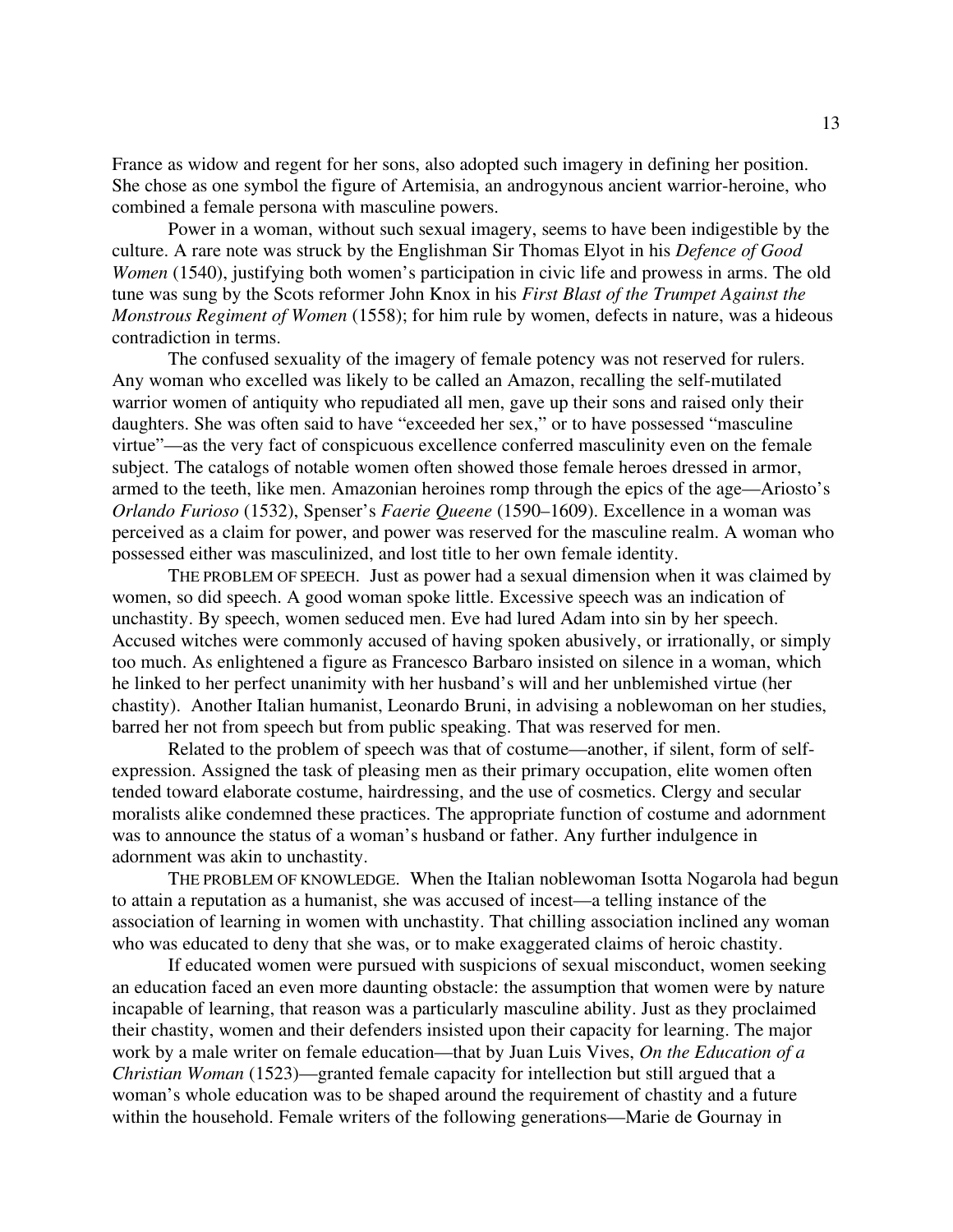France as widow and regent for her sons, also adopted such imagery in defining her position. She chose as one symbol the figure of Artemisia, an androgynous ancient warrior-heroine, who combined a female persona with masculine powers.

Power in a woman, without such sexual imagery, seems to have been indigestible by the culture. A rare note was struck by the Englishman Sir Thomas Elyot in his *Defence of Good Women* (1540), justifying both women's participation in civic life and prowess in arms. The old tune was sung by the Scots reformer John Knox in his *First Blast of the Trumpet Against the Monstrous Regiment of Women* (1558); for him rule by women, defects in nature, was a hideous contradiction in terms.

The confused sexuality of the imagery of female potency was not reserved for rulers. Any woman who excelled was likely to be called an Amazon, recalling the self-mutilated warrior women of antiquity who repudiated all men, gave up their sons and raised only their daughters. She was often said to have "exceeded her sex," or to have possessed "masculine virtue"—as the very fact of conspicuous excellence conferred masculinity even on the female subject. The catalogs of notable women often showed those female heroes dressed in armor, armed to the teeth, like men. Amazonian heroines romp through the epics of the age—Ariosto's *Orlando Furioso* (1532), Spenser's *Faerie Queene* (1590–1609). Excellence in a woman was perceived as a claim for power, and power was reserved for the masculine realm. A woman who possessed either was masculinized, and lost title to her own female identity.

THE PROBLEM OF SPEECH. Just as power had a sexual dimension when it was claimed by women, so did speech. A good woman spoke little. Excessive speech was an indication of unchastity. By speech, women seduced men. Eve had lured Adam into sin by her speech. Accused witches were commonly accused of having spoken abusively, or irrationally, or simply too much. As enlightened a figure as Francesco Barbaro insisted on silence in a woman, which he linked to her perfect unanimity with her husband's will and her unblemished virtue (her chastity). Another Italian humanist, Leonardo Bruni, in advising a noblewoman on her studies, barred her not from speech but from public speaking. That was reserved for men.

Related to the problem of speech was that of costume—another, if silent, form of self-expression. Assigned the task of pleasing men as their primary occupation, elite women often tended toward elaborate costume, hairdressing, and the use of cosmetics. Clergy and secular moralists alike condemned these practices. The appropriate function of costume and adornment was to announce the status of a woman's husband or father. Any further indulgence in adornment was akin to unchastity.

THE PROBLEM OF KNOWLEDGE. When the Italian noblewoman Isotta Nogarola had begun to attain a reputation as a humanist, she was accused of incest—a telling instance of the association of learning in women with unchastity. That chilling association inclined any woman who was educated to deny that she was, or to make exaggerated claims of heroic chastity.

If educated women were pursued with suspicions of sexual misconduct, women seeking an education faced an even more daunting obstacle: the assumption that women were by nature incapable of learning, that reason was a particularly masculine ability. Just as they proclaimed their chastity, women and their defenders insisted upon their capacity for learning. The major work by a male writer on female education—that by Juan Luis Vives, *On the Education of a Christian Woman* (1523)—granted female capacity for intellection but still argued that a woman's whole education was to be shaped around the requirement of chastity and a future within the household. Female writers of the following generations—Marie de Gournay in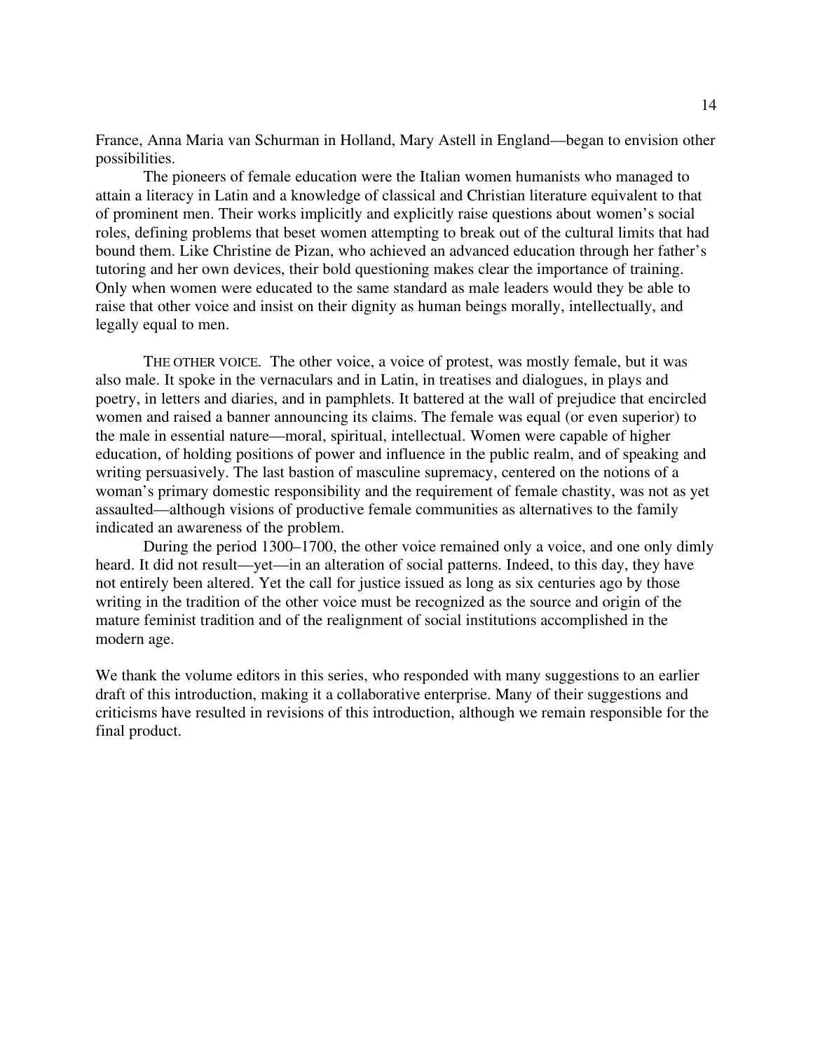France, Anna Maria van Schurman in Holland, Mary Astell in England—began to envision other possibilities.

The pioneers of female education were the Italian women humanists who managed to attain a literacy in Latin and a knowledge of classical and Christian literature equivalent to that of prominent men. Their works implicitly and explicitly raise questions about women's social roles, defining problems that beset women attempting to break out of the cultural limits that had bound them. Like Christine de Pizan, who achieved an advanced education through her father's tutoring and her own devices, their bold questioning makes clear the importance of training. Only when women were educated to the same standard as male leaders would they be able to raise that other voice and insist on their dignity as human beings morally, intellectually, and legally equal to men.

THE OTHER VOICE. The other voice, a voice of protest, was mostly female, but it was also male. It spoke in the vernaculars and in Latin, in treatises and dialogues, in plays and poetry, in letters and diaries, and in pamphlets. It battered at the wall of prejudice that encircled women and raised a banner announcing its claims. The female was equal (or even superior) to the male in essential nature—moral, spiritual, intellectual. Women were capable of higher education, of holding positions of power and influence in the public realm, and of speaking and writing persuasively. The last bastion of masculine supremacy, centered on the notions of a woman's primary domestic responsibility and the requirement of female chastity, was not as yet assaulted—although visions of productive female communities as alternatives to the family indicated an awareness of the problem.

During the period 1300–1700, the other voice remained only a voice, and one only dimly heard. It did not result—yet—in an alteration of social patterns. Indeed, to this day, they have not entirely been altered. Yet the call for justice issued as long as six centuries ago by those writing in the tradition of the other voice must be recognized as the source and origin of the mature feminist tradition and of the realignment of social institutions accomplished in the modern age.

We thank the volume editors in this series, who responded with many suggestions to an earlier draft of this introduction, making it a collaborative enterprise. Many of their suggestions and criticisms have resulted in revisions of this introduction, although we remain responsible for the final product.